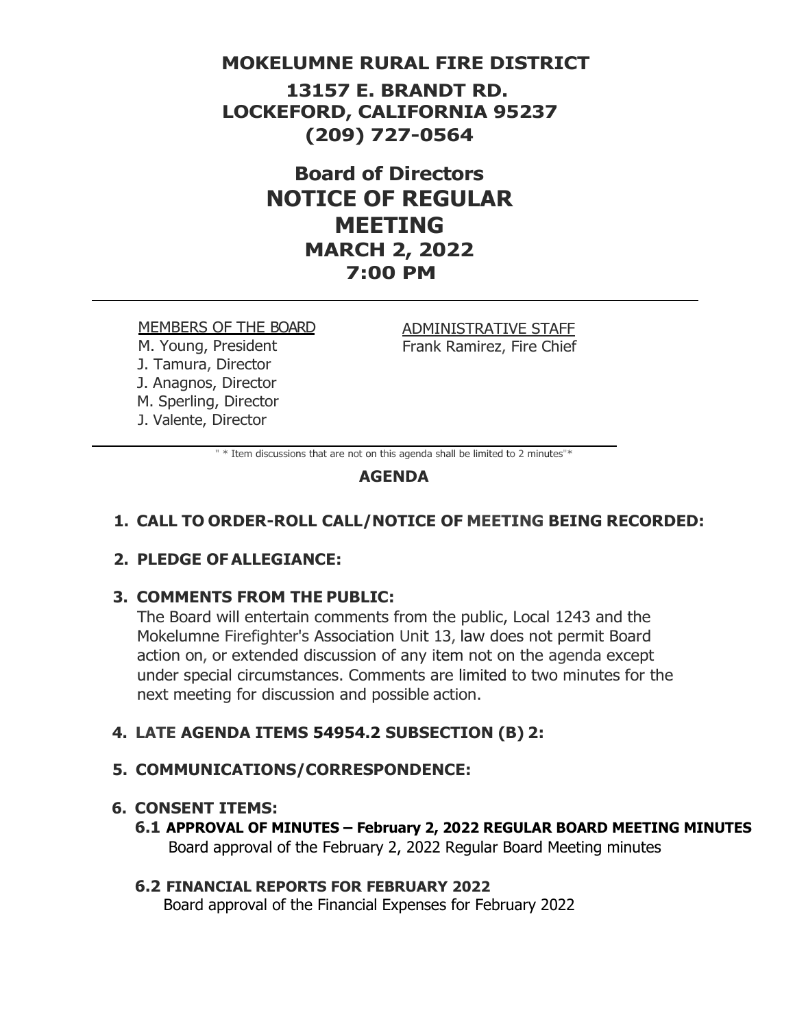# MOKELUMNE RURAL FIRE DISTRICT

**13157 E. BRANDT RD.**
**LOCKEFORD, CALIFORNIA 95237**
**(209) 727-0564**

## Board of Directors
## NOTICE OF REGULAR MEETING
### MARCH 2, 2022
### 7:00 PM

---

MEMBERS OF THE BOARD
M. Young, President
J. Tamura, Director
J. Anagnos, Director
M. Sperling, Director
J. Valente, Director

ADMINISTRATIVE STAFF
Frank Ramirez, Fire Chief

---

" * Item discussions that are not on this agenda shall be limited to 2 minutes"*

### AGENDA

**1. CALL TO ORDER-ROLL CALL/NOTICE OF MEETING BEING RECORDED:**

**2. PLEDGE OF ALLEGIANCE:**

**3. COMMENTS FROM THE PUBLIC:**
The Board will entertain comments from the public, Local 1243 and the Mokelumne Firefighter's Association Unit 13, law does not permit Board action on, or extended discussion of any item not on the agenda except under special circumstances. Comments are limited to two minutes for the next meeting for discussion and possible action.

**4. LATE AGENDA ITEMS 54954.2 SUBSECTION (B) 2:**

**5. COMMUNICATIONS/CORRESPONDENCE:**

**6. CONSENT ITEMS:**

**6.1 APPROVAL OF MINUTES – February 2, 2022 REGULAR BOARD MEETING MINUTES**
Board approval of the February 2, 2022 Regular Board Meeting minutes

**6.2 FINANCIAL REPORTS FOR FEBRUARY 2022**
Board approval of the Financial Expenses for February 2022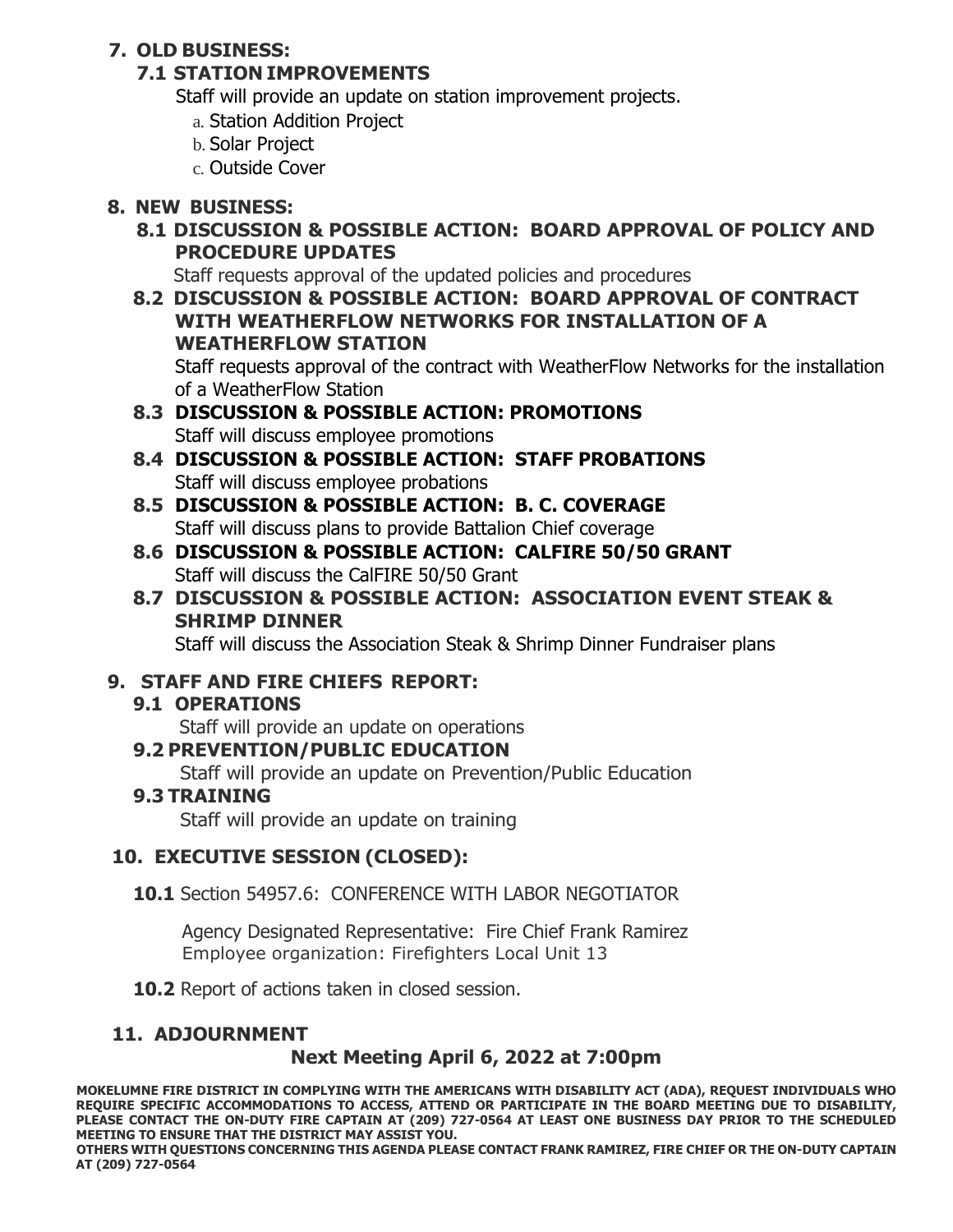## 7. OLD BUSINESS:

### 7.1 STATION IMPROVEMENTS

Staff will provide an update on station improvement projects.

a. Station Addition Project
b. Solar Project
c. Outside Cover

## 8. NEW BUSINESS:

### 8.1 DISCUSSION & POSSIBLE ACTION: BOARD APPROVAL OF POLICY AND PROCEDURE UPDATES

Staff requests approval of the updated policies and procedures

### 8.2 DISCUSSION & POSSIBLE ACTION: BOARD APPROVAL OF CONTRACT WITH WEATHERFLOW NETWORKS FOR INSTALLATION OF A WEATHERFLOW STATION

Staff requests approval of the contract with WeatherFlow Networks for the installation of a WeatherFlow Station

### 8.3 DISCUSSION & POSSIBLE ACTION: PROMOTIONS

Staff will discuss employee promotions

### 8.4 DISCUSSION & POSSIBLE ACTION: STAFF PROBATIONS

Staff will discuss employee probations

### 8.5 DISCUSSION & POSSIBLE ACTION: B. C. COVERAGE

Staff will discuss plans to provide Battalion Chief coverage

### 8.6 DISCUSSION & POSSIBLE ACTION: CALFIRE 50/50 GRANT

Staff will discuss the CalFIRE 50/50 Grant

### 8.7 DISCUSSION & POSSIBLE ACTION: ASSOCIATION EVENT STEAK & SHRIMP DINNER

Staff will discuss the Association Steak & Shrimp Dinner Fundraiser plans

## 9. STAFF AND FIRE CHIEFS REPORT:

### 9.1 OPERATIONS

Staff will provide an update on operations

### 9.2 PREVENTION/PUBLIC EDUCATION

Staff will provide an update on Prevention/Public Education

### 9.3 TRAINING

Staff will provide an update on training

## 10. EXECUTIVE SESSION (CLOSED):

**10.1** Section 54957.6: CONFERENCE WITH LABOR NEGOTIATOR

Agency Designated Representative: Fire Chief Frank Ramirez
Employee organization: Firefighters Local Unit 13

**10.2** Report of actions taken in closed session.

## 11. ADJOURNMENT

**Next Meeting April 6, 2022 at 7:00pm**

**MOKELUMNE FIRE DISTRICT IN COMPLYING WITH THE AMERICANS WITH DISABILITY ACT (ADA), REQUEST INDIVIDUALS WHO REQUIRE SPECIFIC ACCOMMODATIONS TO ACCESS, ATTEND OR PARTICIPATE IN THE BOARD MEETING DUE TO DISABILITY, PLEASE CONTACT THE ON-DUTY FIRE CAPTAIN AT (209) 727-0564 AT LEAST ONE BUSINESS DAY PRIOR TO THE SCHEDULED MEETING TO ENSURE THAT THE DISTRICT MAY ASSIST YOU.**
**OTHERS WITH QUESTIONS CONCERNING THIS AGENDA PLEASE CONTACT FRANK RAMIREZ, FIRE CHIEF OR THE ON-DUTY CAPTAIN AT (209) 727-0564**